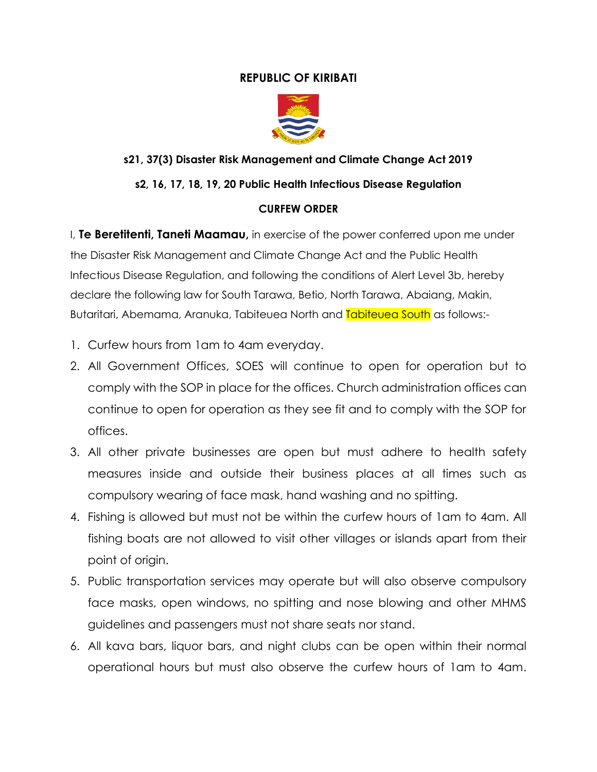**REPUBLIC OF KIRIBATI**

**s21, 37(3) Disaster Risk Management and Climate Change Act 2019**

**s2, 16, 17, 18, 19, 20 Public Health Infectious Disease Regulation**

**CURFEW ORDER**

I, **Te Beretitenti, Taneti Maamau,** in exercise of the power conferred upon me under the Disaster Risk Management and Climate Change Act and the Public Health Infectious Disease Regulation, and following the conditions of Alert Level 3b, hereby declare the following law for South Tarawa, Betio, North Tarawa, Abaiang, Makin, Butaritari, Abemama, Aranuka, Tabiteuea North and Tabiteuea South as follows:-

1. Curfew hours from 1am to 4am everyday.
2. All Government Offices, SOES will continue to open for operation but to comply with the SOP in place for the offices. Church administration offices can continue to open for operation as they see fit and to comply with the SOP for offices.
3. All other private businesses are open but must adhere to health safety measures inside and outside their business places at all times such as compulsory wearing of face mask, hand washing and no spitting.
4. Fishing is allowed but must not be within the curfew hours of 1am to 4am. All fishing boats are not allowed to visit other villages or islands apart from their point of origin.
5. Public transportation services may operate but will also observe compulsory face masks, open windows, no spitting and nose blowing and other MHMS guidelines and passengers must not share seats nor stand.
6. All kava bars, liquor bars, and night clubs can be open within their normal operational hours but must also observe the curfew hours of 1am to 4am.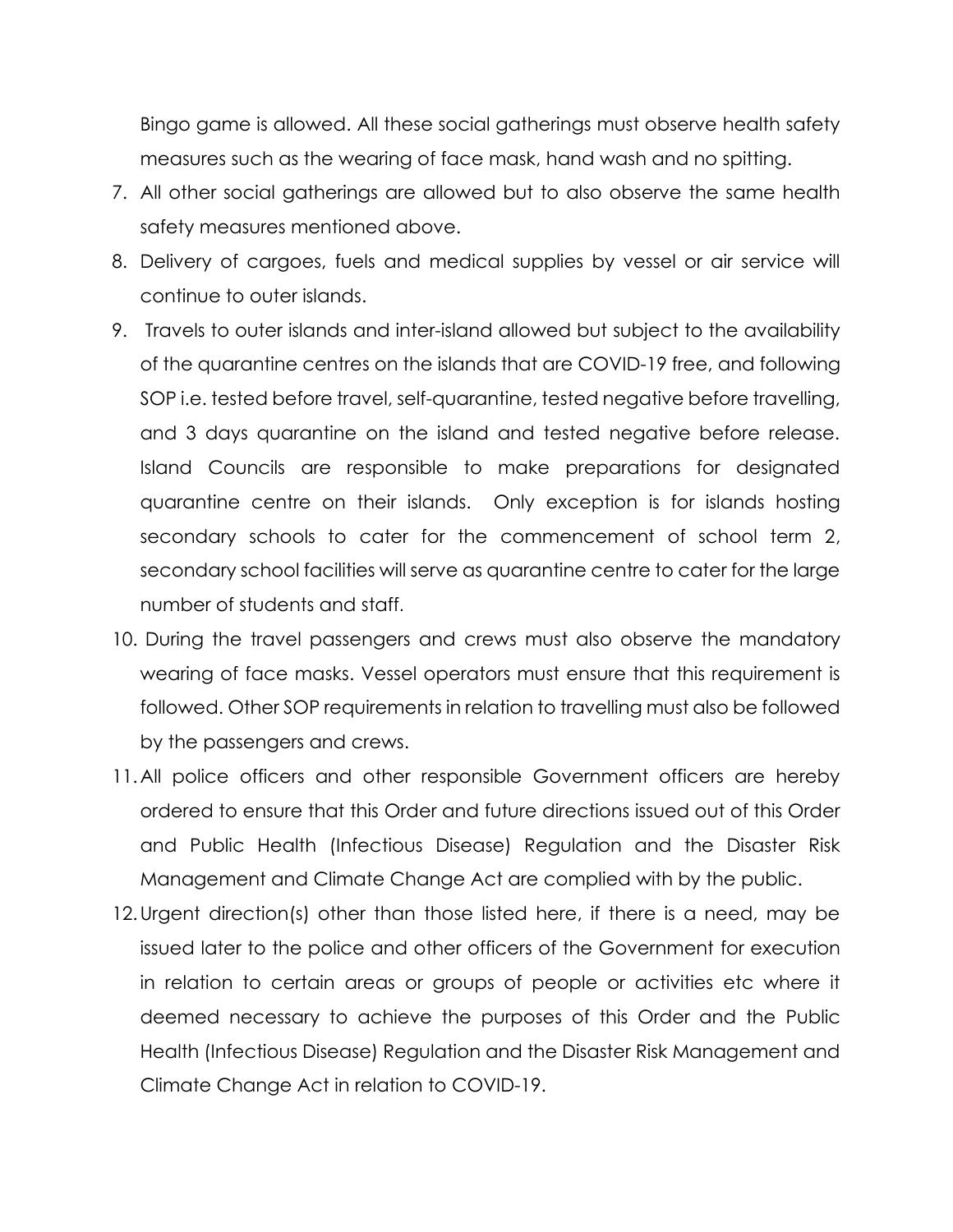Bingo game is allowed. All these social gatherings must observe health safety measures such as the wearing of face mask, hand wash and no spitting.

7. All other social gatherings are allowed but to also observe the same health safety measures mentioned above.
8. Delivery of cargoes, fuels and medical supplies by vessel or air service will continue to outer islands.
9. Travels to outer islands and inter-island allowed but subject to the availability of the quarantine centres on the islands that are COVID-19 free, and following SOP i.e. tested before travel, self-quarantine, tested negative before travelling, and 3 days quarantine on the island and tested negative before release. Island Councils are responsible to make preparations for designated quarantine centre on their islands. Only exception is for islands hosting secondary schools to cater for the commencement of school term 2, secondary school facilities will serve as quarantine centre to cater for the large number of students and staff.
10. During the travel passengers and crews must also observe the mandatory wearing of face masks. Vessel operators must ensure that this requirement is followed. Other SOP requirements in relation to travelling must also be followed by the passengers and crews.
11. All police officers and other responsible Government officers are hereby ordered to ensure that this Order and future directions issued out of this Order and Public Health (Infectious Disease) Regulation and the Disaster Risk Management and Climate Change Act are complied with by the public.
12. Urgent direction(s) other than those listed here, if there is a need, may be issued later to the police and other officers of the Government for execution in relation to certain areas or groups of people or activities etc where it deemed necessary to achieve the purposes of this Order and the Public Health (Infectious Disease) Regulation and the Disaster Risk Management and Climate Change Act in relation to COVID-19.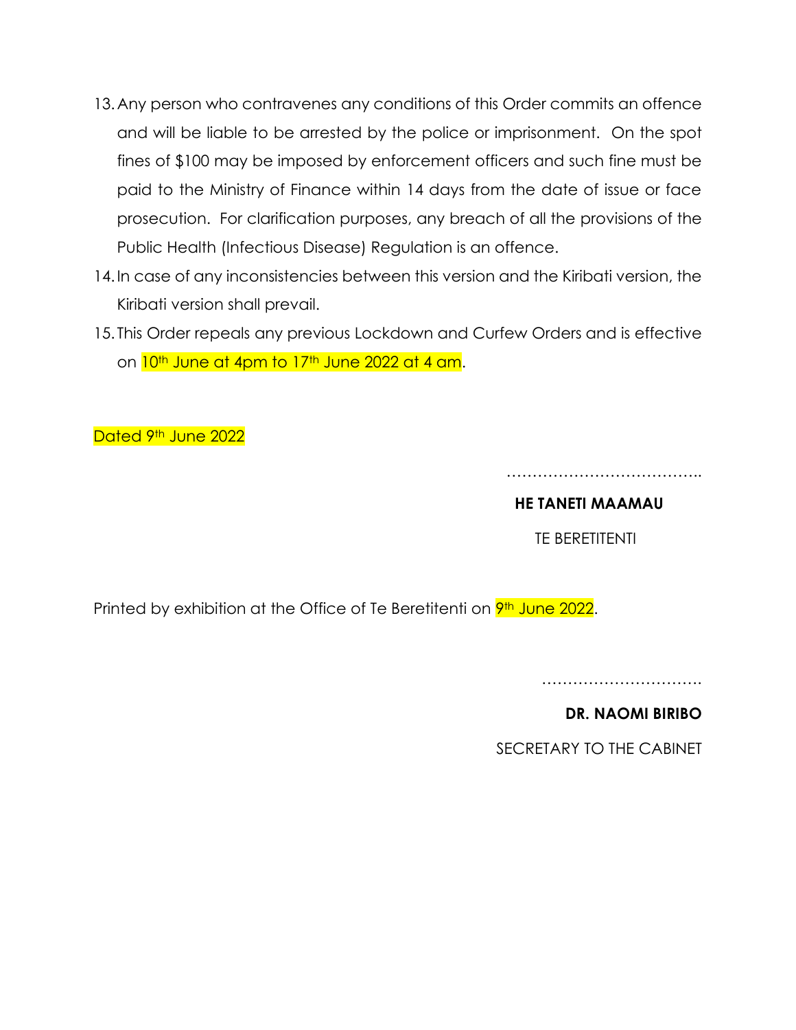13. Any person who contravenes any conditions of this Order commits an offence and will be liable to be arrested by the police or imprisonment. On the spot fines of $100 may be imposed by enforcement officers and such fine must be paid to the Ministry of Finance within 14 days from the date of issue or face prosecution. For clarification purposes, any breach of all the provisions of the Public Health (Infectious Disease) Regulation is an offence.
14. In case of any inconsistencies between this version and the Kiribati version, the Kiribati version shall prevail.
15. This Order repeals any previous Lockdown and Curfew Orders and is effective on 10th June at 4pm to 17th June 2022 at 4 am.

Dated 9th June 2022

………………………………..

**HE TANETI MAAMAU**

TE BERETITENTI

Printed by exhibition at the Office of Te Beretitenti on 9th June 2022.

…………………………..

**DR. NAOMI BIRIBO**

SECRETARY TO THE CABINET